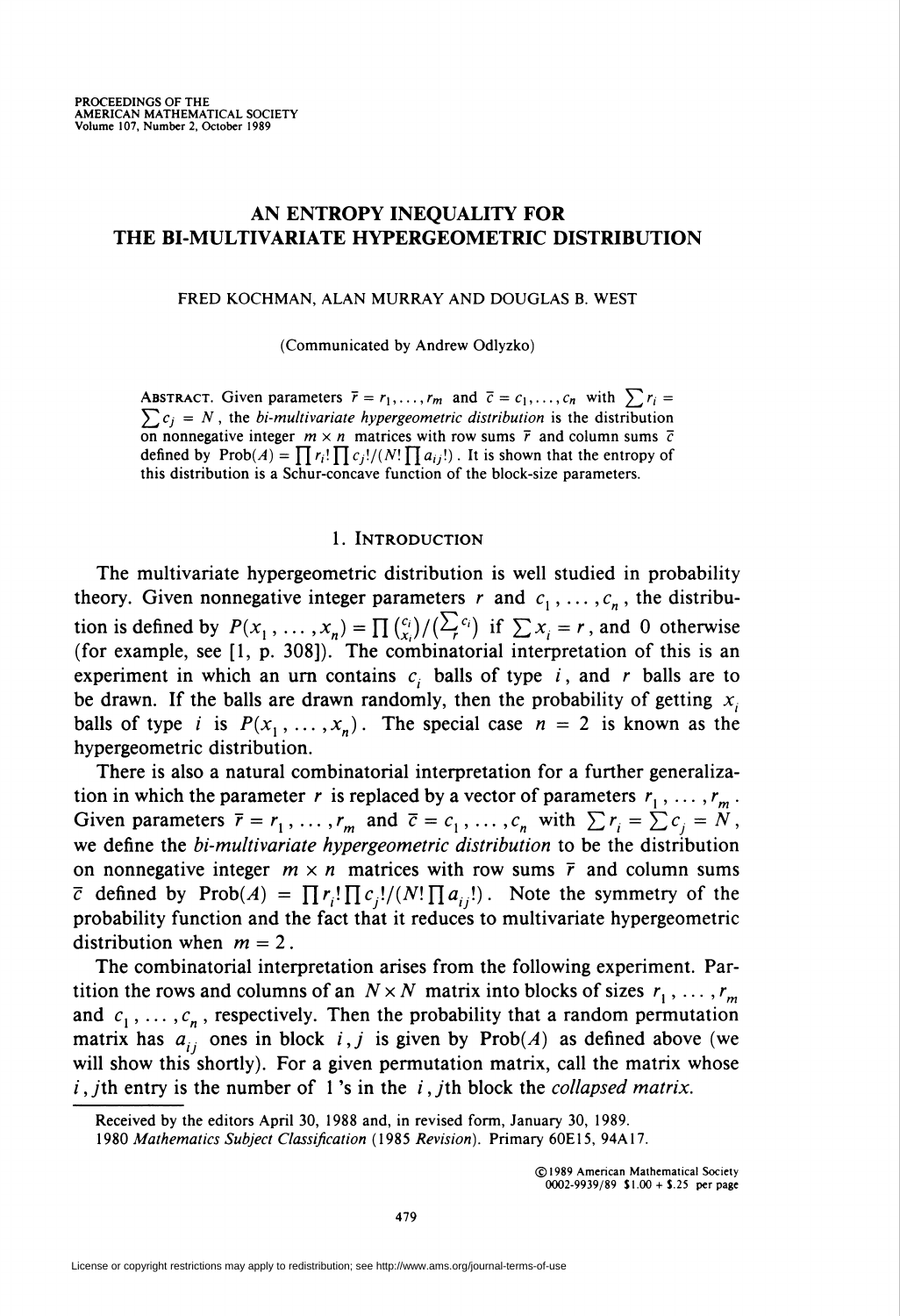# AN ENTROPY INEQUALITY FOR THE BI-MULTIVARIATE HYPERGEOMETRIC DISTRIBUTION

FRED KOCHMAN, ALAN MURRAY AND DOUGLAS B. WEST

(Communicated by Andrew Odlyzko)

ABSTRACT. Given parameters $\bar{r} = r_1, \dots, r_m$ and $\bar{c} = c_1, \dots, c_n$ with $\sum r_i = \sum c_j = N$, the *bi-multivariate hypergeometric distribution* is the distribution on nonnegative integer $m \times n$ matrices with row sums $\bar{r}$ and column sums $\bar{c}$ defined by $\text{Prob}(A) = \prod r_i! \prod c_j! / (N! \prod a_{ij}!)$. It is shown that the entropy of this distribution is a Schur-concave function of the block-size parameters.

## 1. INTRODUCTION

The multivariate hypergeometric distribution is well studied in probability theory. Given nonnegative integer parameters $r$ and $c_1, \dots, c_n$, the distribution is defined by $P(x_1, \dots, x_n) = \prod \binom{c_i}{x_i} / \binom{\sum c_i}{r}$ if $\sum x_i = r$, and 0 otherwise (for example, see [1, p. 308]). The combinatorial interpretation of this is an experiment in which an urn contains $c_i$ balls of type $i$, and $r$ balls are to be drawn. If the balls are drawn randomly, then the probability of getting $x_i$ balls of type $i$ is $P(x_1, \dots, x_n)$. The special case $n = 2$ is known as the hypergeometric distribution.

There is also a natural combinatorial interpretation for a further generalization in which the parameter $r$ is replaced by a vector of parameters $r_1, \dots, r_m$. Given parameters $\bar{r} = r_1, \dots, r_m$ and $\bar{c} = c_1, \dots, c_n$ with $\sum r_i = \sum c_j = N$, we define the *bi-multivariate hypergeometric distribution* to be the distribution on nonnegative integer $m \times n$ matrices with row sums $\bar{r}$ and column sums $\bar{c}$ defined by $\text{Prob}(A) = \prod r_i! \prod c_j! / (N! \prod a_{ij}!)$. Note the symmetry of the probability function and the fact that it reduces to multivariate hypergeometric distribution when $m = 2$.

The combinatorial interpretation arises from the following experiment. Partition the rows and columns of an $N \times N$ matrix into blocks of sizes $r_1, \dots, r_m$ and $c_1, \dots, c_n$, respectively. Then the probability that a random permutation matrix has $a_{ij}$ ones in block $i, j$ is given by $\text{Prob}(A)$ as defined above (we will show this shortly). For a given permutation matrix, call the matrix whose $i, j$th entry is the number of 1's in the $i, j$th block the *collapsed matrix*.

Received by the editors April 30, 1988 and, in revised form, January 30, 1989.
1980 *Mathematics Subject Classification* (1985 *Revision*). Primary 60E15, 94A17.

©1989 American Mathematical Society
0002-9939/89 \$1.00 + \$.25 per page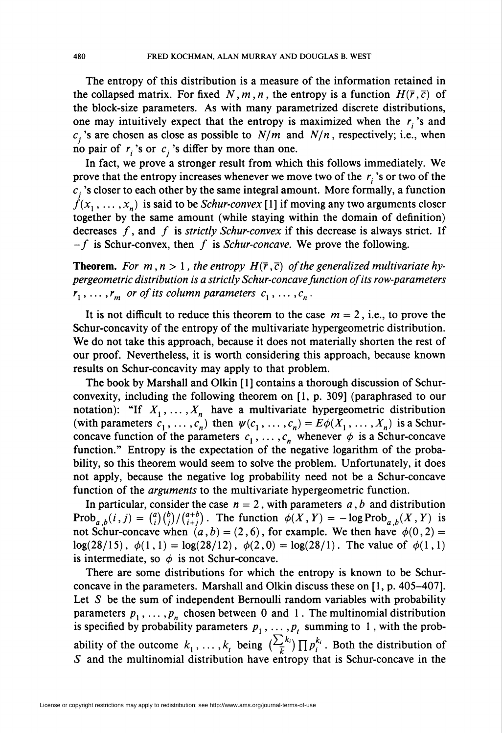The entropy of this distribution is a measure of the information retained in the collapsed matrix. For fixed $N, m, n$, the entropy is a function $H(\bar{r}, \bar{c})$ of the block-size parameters. As with many parametrized discrete distributions, one may intuitively expect that the entropy is maximized when the $r_i$'s and $c_j$'s are chosen as close as possible to $N/m$ and $N/n$, respectively; i.e., when no pair of $r_i$'s or $c_j$'s differ by more than one.

In fact, we prove a stronger result from which this follows immediately. We prove that the entropy increases whenever we move two of the $r_i$'s or two of the $c_j$'s closer to each other by the same integral amount. More formally, a function $f(x_1, \ldots, x_n)$ is said to be *Schur-convex* [1] if moving any two arguments closer together by the same amount (while staying within the domain of definition) decreases $f$, and $f$ is *strictly Schur-convex* if this decrease is always strict. If $-f$ is Schur-convex, then $f$ is *Schur-concave*. We prove the following.

**Theorem.** *For $m, n > 1$, the entropy $H(\bar{r}, \bar{c})$ of the generalized multivariate hypergeometric distribution is a strictly Schur-concave function of its row-parameters $r_1, \ldots, r_m$ or of its column parameters $c_1, \ldots, c_n$.*

It is not difficult to reduce this theorem to the case $m = 2$, i.e., to prove the Schur-concavity of the entropy of the multivariate hypergeometric distribution. We do not take this approach, because it does not materially shorten the rest of our proof. Nevertheless, it is worth considering this approach, because known results on Schur-concavity may apply to that problem.

The book by Marshall and Olkin [1] contains a thorough discussion of Schur-convexity, including the following theorem on [1, p. 309] (paraphrased to our notation): "If $X_1, \ldots, X_n$ have a multivariate hypergeometric distribution (with parameters $c_1, \ldots, c_n$) then $\psi(c_1, \ldots, c_n) = E\phi(X_1, \ldots, X_n)$ is a Schur-concave function of the parameters $c_1, \ldots, c_n$ whenever $\phi$ is a Schur-concave function." Entropy is the expectation of the negative logarithm of the probability, so this theorem would seem to solve the problem. Unfortunately, it does not apply, because the negative log probability need not be a Schur-concave function of the *arguments* to the multivariate hypergeometric function.

In particular, consider the case $n = 2$, with parameters $a, b$ and distribution $\text{Prob}_{a,b}(i, j) = \binom{a}{i}\binom{b}{j}/\binom{a+b}{i+j}$. The function $\phi(X, Y) = -\log \text{Prob}_{a,b}(X, Y)$ is not Schur-concave when $(a, b) = (2, 6)$, for example. We then have $\phi(0, 2) = \log(28/15)$, $\phi(1, 1) = \log(28/12)$, $\phi(2, 0) = \log(28/1)$. The value of $\phi(1, 1)$ is intermediate, so $\phi$ is not Schur-concave.

There are some distributions for which the entropy is known to be Schur-concave in the parameters. Marshall and Olkin discuss these on [1, p. 405–407]. Let $S$ be the sum of independent Bernoulli random variables with probability parameters $p_1, \ldots, p_n$ chosen between 0 and 1. The multinomial distribution is specified by probability parameters $p_1, \ldots, p_t$ summing to 1, with the probability of the outcome $k_1, \ldots, k_t$ being $\binom{\sum k_i}{\bar{k}} \prod p_i^{k_i}$. Both the distribution of $S$ and the multinomial distribution have entropy that is Schur-concave in the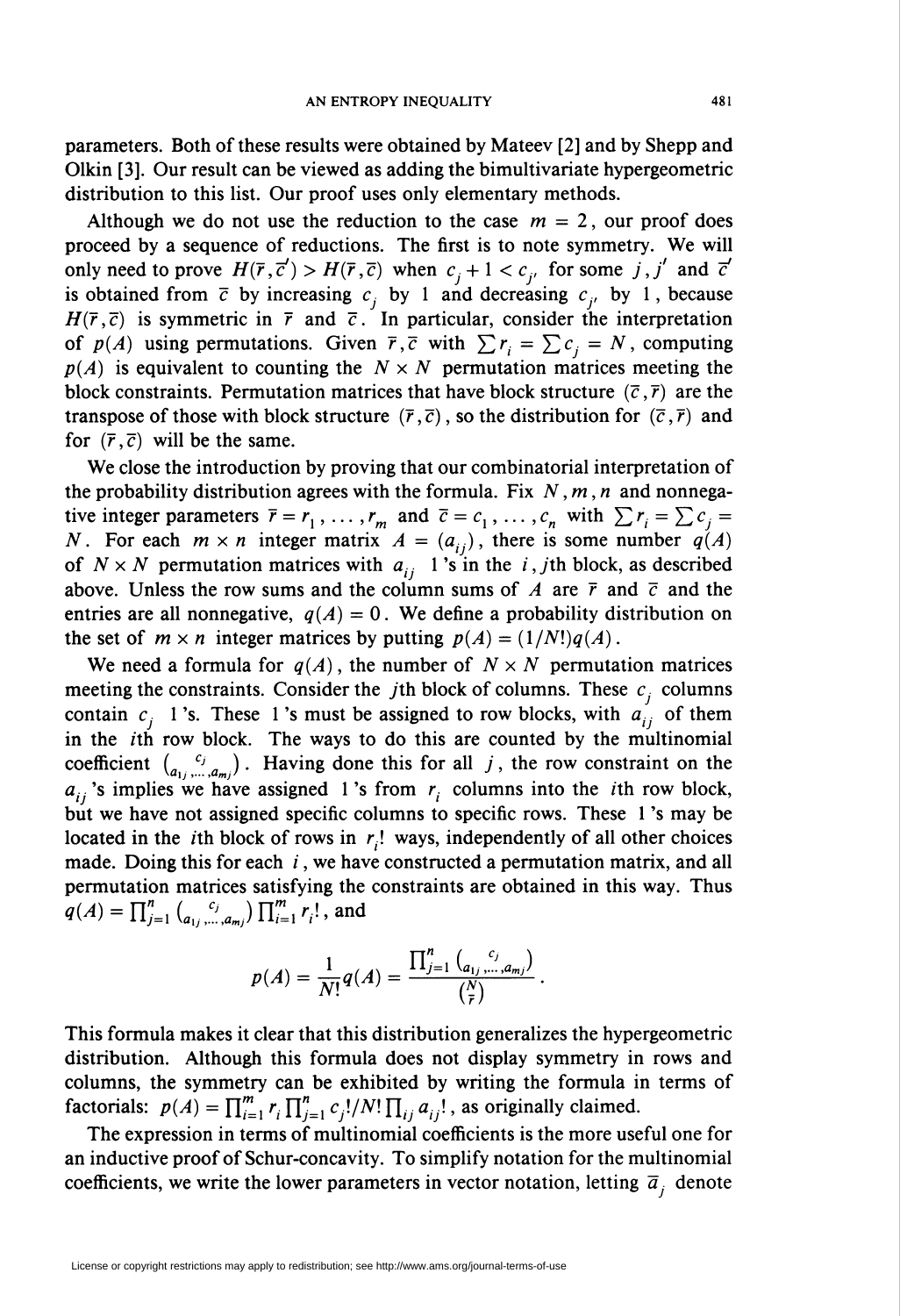parameters. Both of these results were obtained by Mateev [2] and by Shepp and Olkin [3]. Our result can be viewed as adding the bimultivariate hypergeometric distribution to this list. Our proof uses only elementary methods.

Although we do not use the reduction to the case $m = 2$, our proof does proceed by a sequence of reductions. The first is to note symmetry. We will only need to prove $H(\bar{r}, \bar{c}') > H(\bar{r}, \bar{c})$ when $c_j + 1 < c_{j'}$ for some $j, j'$ and $\bar{c}'$ is obtained from $\bar{c}$ by increasing $c_j$ by 1 and decreasing $c_{j'}$ by 1, because $H(\bar{r}, \bar{c})$ is symmetric in $\bar{r}$ and $\bar{c}$. In particular, consider the interpretation of $p(A)$ using permutations. Given $\bar{r}, \bar{c}$ with $\sum r_i = \sum c_j = N$, computing $p(A)$ is equivalent to counting the $N \times N$ permutation matrices meeting the block constraints. Permutation matrices that have block structure $(\bar{c}, \bar{r})$ are the transpose of those with block structure $(\bar{r}, \bar{c})$, so the distribution for $(\bar{c}, \bar{r})$ and for $(\bar{r}, \bar{c})$ will be the same.

We close the introduction by proving that our combinatorial interpretation of the probability distribution agrees with the formula. Fix $N, m, n$ and nonnegative integer parameters $\bar{r} = r_1, \ldots, r_m$ and $\bar{c} = c_1, \ldots, c_n$ with $\sum r_i = \sum c_j = N$. For each $m \times n$ integer matrix $A = (a_{ij})$, there is some number $q(A)$ of $N \times N$ permutation matrices with $a_{ij}$ 1's in the $i, j$th block, as described above. Unless the row sums and the column sums of $A$ are $\bar{r}$ and $\bar{c}$ and the entries are all nonnegative, $q(A) = 0$. We define a probability distribution on the set of $m \times n$ integer matrices by putting $p(A) = (1/N!)q(A)$.

We need a formula for $q(A)$, the number of $N \times N$ permutation matrices meeting the constraints. Consider the $j$th block of columns. These $c_j$ columns contain $c_j$ 1's. These 1's must be assigned to row blocks, with $a_{ij}$ of them in the $i$th row block. The ways to do this are counted by the multinomial coefficient $\binom{c_j}{a_{1j}, \ldots, a_{mj}}$. Having done this for all $j$, the row constraint on the $a_{ij}$'s implies we have assigned 1's from $r_i$ columns into the $i$th row block, but we have not assigned specific columns to specific rows. These 1's may be located in the $i$th block of rows in $r_i!$ ways, independently of all other choices made. Doing this for each $i$, we have constructed a permutation matrix, and all permutation matrices satisfying the constraints are obtained in this way. Thus $q(A) = \prod_{j=1}^{n} \binom{c_j}{a_{1j}, \ldots, a_{mj}} \prod_{i=1}^{m} r_i!$, and

$$p(A) = \frac{1}{N!} q(A) = \frac{\prod_{j=1}^{n} \binom{c_j}{a_{1j}, \ldots, a_{mj}}}{\binom{N}{\bar{r}}}.$$

This formula makes it clear that this distribution generalizes the hypergeometric distribution. Although this formula does not display symmetry in rows and columns, the symmetry can be exhibited by writing the formula in terms of factorials: $p(A) = \prod_{i=1}^{m} r_i \prod_{j=1}^{n} c_j! / N! \prod_{ij} a_{ij}!$, as originally claimed.

The expression in terms of multinomial coefficients is the more useful one for an inductive proof of Schur-concavity. To simplify notation for the multinomial coefficients, we write the lower parameters in vector notation, letting $\bar{a}_j$ denote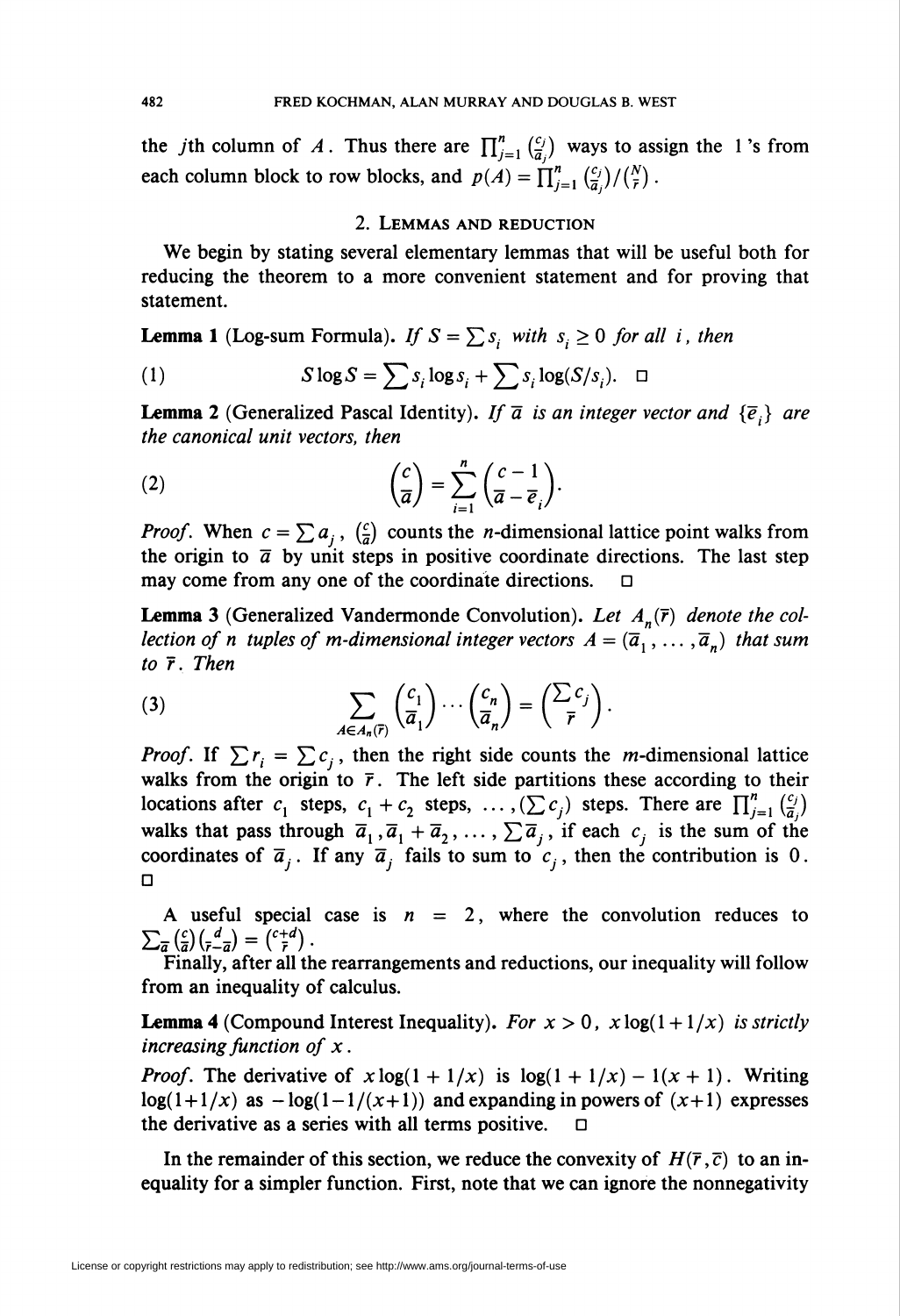the $j$th column of $A$. Thus there are $\prod_{j=1}^{n} \binom{c_j}{\overline{a}_j}$ ways to assign the 1 's from each column block to row blocks, and $p(A) = \prod_{j=1}^{n} \binom{c_j}{\overline{a}_j} / \binom{N}{\overline{r}}$.

## 2. Lemmas and reduction

We begin by stating several elementary lemmas that will be useful both for reducing the theorem to a more convenient statement and for proving that statement.

**Lemma 1** (Log-sum Formula). *If $S = \sum s_i$ with $s_i \geq 0$ for all $i$, then*

$$S \log S = \sum s_i \log s_i + \sum s_i \log(S/s_i). \quad \square \tag{1}$$

**Lemma 2** (Generalized Pascal Identity). *If $\overline{a}$ is an integer vector and $\{\overline{e}_i\}$ are the canonical unit vectors, then*

$$\binom{c}{\overline{a}} = \sum_{i=1}^{n} \binom{c-1}{\overline{a} - \overline{e}_i}. \tag{2}$$

*Proof.* When $c = \sum a_j$, $\binom{c}{\overline{a}}$ counts the $n$-dimensional lattice point walks from the origin to $\overline{a}$ by unit steps in positive coordinate directions. The last step may come from any one of the coordinate directions. $\square$

**Lemma 3** (Generalized Vandermonde Convolution). *Let $A_n(\overline{r})$ denote the collection of $n$ tuples of $m$-dimensional integer vectors $A = (\overline{a}_1, \ldots, \overline{a}_n)$ that sum to $\overline{r}$. Then*

$$\sum_{A \in A_n(\overline{r})} \binom{c_1}{\overline{a}_1} \cdots \binom{c_n}{\overline{a}_n} = \binom{\sum c_j}{\overline{r}}. \tag{3}$$

*Proof.* If $\sum r_i = \sum c_j$, then the right side counts the $m$-dimensional lattice walks from the origin to $\overline{r}$. The left side partitions these according to their locations after $c_1$ steps, $c_1 + c_2$ steps, $\ldots, (\sum c_j)$ steps. There are $\prod_{j=1}^{n} \binom{c_j}{\overline{a}_j}$ walks that pass through $\overline{a}_1, \overline{a}_1 + \overline{a}_2, \ldots, \sum \overline{a}_j$, if each $c_j$ is the sum of the coordinates of $\overline{a}_j$. If any $\overline{a}_j$ fails to sum to $c_j$, then the contribution is 0. $\square$

A useful special case is $n = 2$, where the convolution reduces to $\sum_{\overline{a}} \binom{c}{\overline{a}} \binom{d}{\overline{r} - \overline{a}} = \binom{c+d}{\overline{r}}$.

Finally, after all the rearrangements and reductions, our inequality will follow from an inequality of calculus.

**Lemma 4** (Compound Interest Inequality). *For $x > 0$, $x \log(1 + 1/x)$ is strictly increasing function of $x$.*

*Proof.* The derivative of $x \log(1 + 1/x)$ is $\log(1 + 1/x) - 1(x + 1)$. Writing $\log(1+1/x)$ as $-\log(1-1/(x+1))$ and expanding in powers of $(x+1)$ expresses the derivative as a series with all terms positive. $\square$

In the remainder of this section, we reduce the convexity of $H(\overline{r}, \overline{c})$ to an inequality for a simpler function. First, note that we can ignore the nonnegativity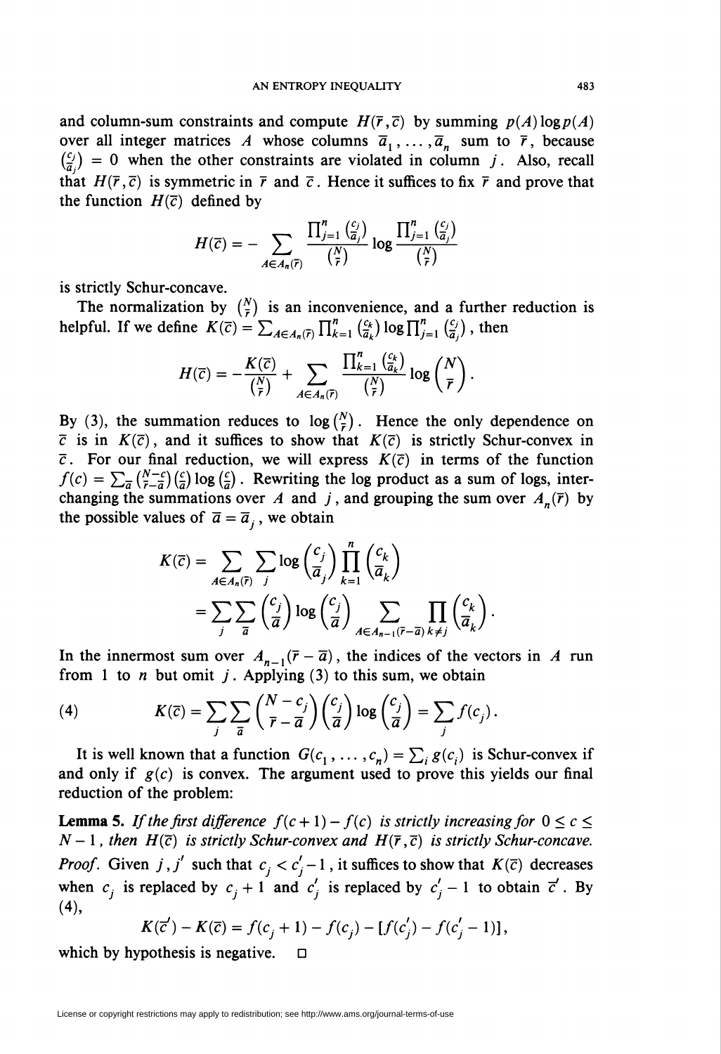and column-sum constraints and compute $H(\bar{r}, \bar{c})$ by summing $p(A) \log p(A)$ over all integer matrices $A$ whose columns $\bar{a}_1, \dots, \bar{a}_n$ sum to $\bar{r}$, because $\binom{c_j}{\bar{a}_j} = 0$ when the other constraints are violated in column $j$. Also, recall that $H(\bar{r}, \bar{c})$ is symmetric in $\bar{r}$ and $\bar{c}$. Hence it suffices to fix $\bar{r}$ and prove that the function $H(\bar{c})$ defined by

$$H(\bar{c}) = -\sum_{A \in A_n(\bar{r})} \frac{\prod_{j=1}^n \binom{c_j}{\bar{a}_j}}{\binom{N}{\bar{r}}} \log \frac{\prod_{j=1}^n \binom{c_j}{\bar{a}_j}}{\binom{N}{\bar{r}}}$$

is strictly Schur-concave.

The normalization by $\binom{N}{\bar{r}}$ is an inconvenience, and a further reduction is helpful. If we define $K(\bar{c}) = \sum_{A \in A_n(\bar{r})} \prod_{k=1}^n \binom{c_k}{\bar{a}_k} \log \prod_{j=1}^n \binom{c_j}{\bar{a}_j}$, then

$$H(\bar{c}) = -\frac{K(\bar{c})}{\binom{N}{\bar{r}}} + \sum_{A \in A_n(\bar{r})} \frac{\prod_{k=1}^n \binom{c_k}{\bar{a}_k}}{\binom{N}{\bar{r}}} \log \binom{N}{\bar{r}}.$$

By (3), the summation reduces to $\log \binom{N}{\bar{r}}$. Hence the only dependence on $\bar{c}$ is in $K(\bar{c})$, and it suffices to show that $K(\bar{c})$ is strictly Schur-convex in $\bar{c}$. For our final reduction, we will express $K(\bar{c})$ in terms of the function $f(c) = \sum_{\bar{a}} \binom{N-c}{\bar{r}-\bar{a}} \binom{c}{\bar{a}} \log \binom{c}{\bar{a}}$. Rewriting the log product as a sum of logs, interchanging the summations over $A$ and $j$, and grouping the sum over $A_n(\bar{r})$ by the possible values of $\bar{a} = \bar{a}_j$, we obtain

$$\begin{aligned} K(\bar{c}) &= \sum_{A \in A_n(\bar{r})} \sum_j \log \binom{c_j}{\bar{a}_j} \prod_{k=1}^n \binom{c_k}{\bar{a}_k} \\ &= \sum_j \sum_{\bar{a}} \binom{c_j}{\bar{a}} \log \binom{c_j}{\bar{a}} \sum_{A \in A_{n-1}(\bar{r}-\bar{a})} \prod_{k \neq j} \binom{c_k}{\bar{a}_k}. \end{aligned}$$

In the innermost sum over $A_{n-1}(\bar{r} - \bar{a})$, the indices of the vectors in $A$ run from 1 to $n$ but omit $j$. Applying (3) to this sum, we obtain

$$K(\bar{c}) = \sum_j \sum_{\bar{a}} \binom{N - c_j}{\bar{r} - \bar{a}} \binom{c_j}{\bar{a}} \log \binom{c_j}{\bar{a}} = \sum_j f(c_j). \tag{4}$$

It is well known that a function $G(c_1, \dots, c_n) = \sum_i g(c_i)$ is Schur-convex if and only if $g(c)$ is convex. The argument used to prove this yields our final reduction of the problem:

**Lemma 5.** *If the first difference $f(c+1) - f(c)$ is strictly increasing for $0 \le c \le N-1$, then $H(\bar{c})$ is strictly Schur-convex and $H(\bar{r}, \bar{c})$ is strictly Schur-concave.*

*Proof.* Given $j, j'$ such that $c_j < c_j' - 1$, it suffices to show that $K(\bar{c})$ decreases when $c_j$ is replaced by $c_j + 1$ and $c_j'$ is replaced by $c_j' - 1$ to obtain $\bar{c}'$. By (4),

$$K(\bar{c}') - K(\bar{c}) = f(c_j + 1) - f(c_j) - [f(c_j') - f(c_j' - 1)],$$

which by hypothesis is negative. □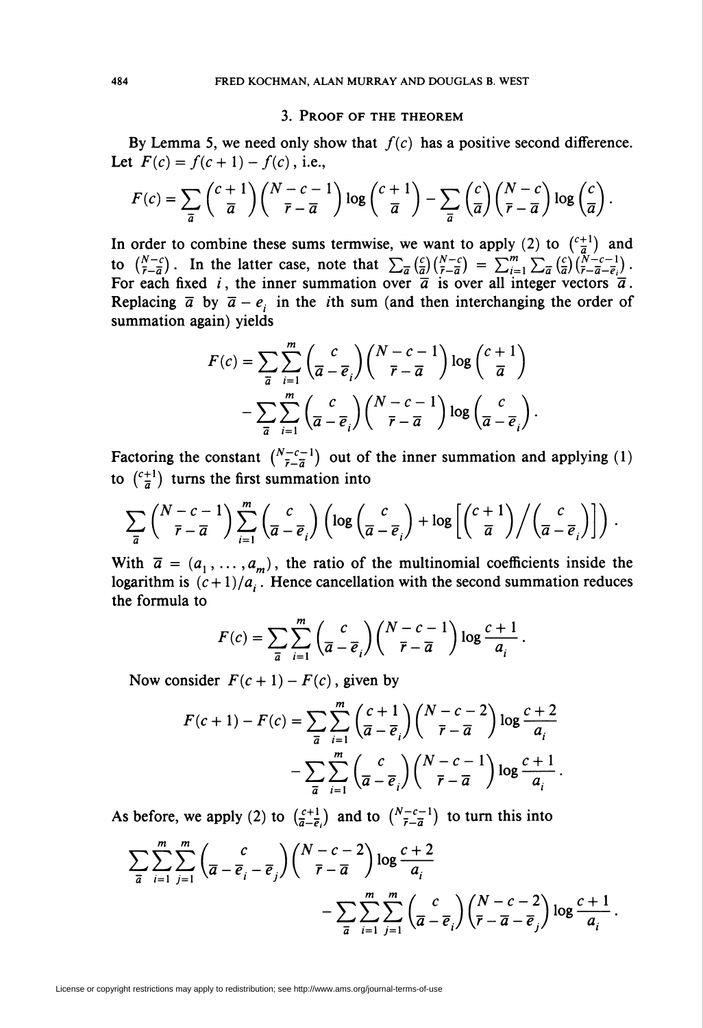## 3. Proof of the theorem

By Lemma 5, we need only show that $f(c)$ has a positive second difference. Let $F(c) = f(c+1) - f(c)$, i.e.,

$$F(c) = \sum_{\overline{a}} \binom{c+1}{\overline{a}} \binom{N-c-1}{\overline{r}-\overline{a}} \log \binom{c+1}{\overline{a}} - \sum_{\overline{a}} \binom{c}{\overline{a}} \binom{N-c}{\overline{r}-\overline{a}} \log \binom{c}{\overline{a}}.$$

In order to combine these sums termwise, we want to apply (2) to $\binom{c+1}{\overline{a}}$ and to $\binom{N-c}{\overline{r}-\overline{a}}$. In the latter case, note that $\sum_{\overline{a}} \binom{c}{\overline{a}} \binom{N-c}{\overline{r}-\overline{a}} = \sum_{i=1}^{m} \sum_{\overline{a}} \binom{c}{\overline{a}} \binom{N-c-1}{\overline{r}-\overline{a}-\overline{e}_i}$. For each fixed $i$, the inner summation over $\overline{a}$ is over all integer vectors $\overline{a}$. Replacing $\overline{a}$ by $\overline{a} - e_i$ in the $i$th sum (and then interchanging the order of summation again) yields

$$\begin{aligned} F(c) = &\sum_{\overline{a}} \sum_{i=1}^{m} \binom{c}{\overline{a}-\overline{e}_i} \binom{N-c-1}{\overline{r}-\overline{a}} \log \binom{c+1}{\overline{a}} \\ &- \sum_{\overline{a}} \sum_{i=1}^{m} \binom{c}{\overline{a}-\overline{e}_i} \binom{N-c-1}{\overline{r}-\overline{a}} \log \binom{c}{\overline{a}-\overline{e}_i}. \end{aligned}$$

Factoring the constant $\binom{N-c-1}{\overline{r}-\overline{a}}$ out of the inner summation and applying (1) to $\binom{c+1}{\overline{a}}$ turns the first summation into

$$\sum_{\overline{a}} \binom{N-c-1}{\overline{r}-\overline{a}} \sum_{i=1}^{m} \binom{c}{\overline{a}-\overline{e}_i} \left( \log \binom{c}{\overline{a}-\overline{e}_i} + \log \left[ \binom{c+1}{\overline{a}} \Big/ \binom{c}{\overline{a}-\overline{e}_i} \right] \right).$$

With $\overline{a} = (a_1, \ldots, a_m)$, the ratio of the multinomial coefficients inside the logarithm is $(c+1)/a_i$. Hence cancellation with the second summation reduces the formula to

$$F(c) = \sum_{\overline{a}} \sum_{i=1}^{m} \binom{c}{\overline{a}-\overline{e}_i} \binom{N-c-1}{\overline{r}-\overline{a}} \log \frac{c+1}{a_i}.$$

Now consider $F(c+1) - F(c)$, given by

$$\begin{aligned} F(c+1) - F(c) = &\sum_{\overline{a}} \sum_{i=1}^{m} \binom{c+1}{\overline{a}-\overline{e}_i} \binom{N-c-2}{\overline{r}-\overline{a}} \log \frac{c+2}{a_i} \\ &- \sum_{\overline{a}} \sum_{i=1}^{m} \binom{c}{\overline{a}-\overline{e}_i} \binom{N-c-1}{\overline{r}-\overline{a}} \log \frac{c+1}{a_i}. \end{aligned}$$

As before, we apply (2) to $\binom{c+1}{\overline{a}-\overline{e}_i}$ and to $\binom{N-c-1}{\overline{r}-\overline{a}}$ to turn this into

$$\begin{aligned} &\sum_{\overline{a}} \sum_{i=1}^{m} \sum_{j=1}^{m} \binom{c}{\overline{a}-\overline{e}_i-\overline{e}_j} \binom{N-c-2}{\overline{r}-\overline{a}} \log \frac{c+2}{a_i} \\ &\qquad - \sum_{\overline{a}} \sum_{i=1}^{m} \sum_{j=1}^{m} \binom{c}{\overline{a}-\overline{e}_i} \binom{N-c-2}{\overline{r}-\overline{a}-\overline{e}_j} \log \frac{c+1}{a_i}. \end{aligned}$$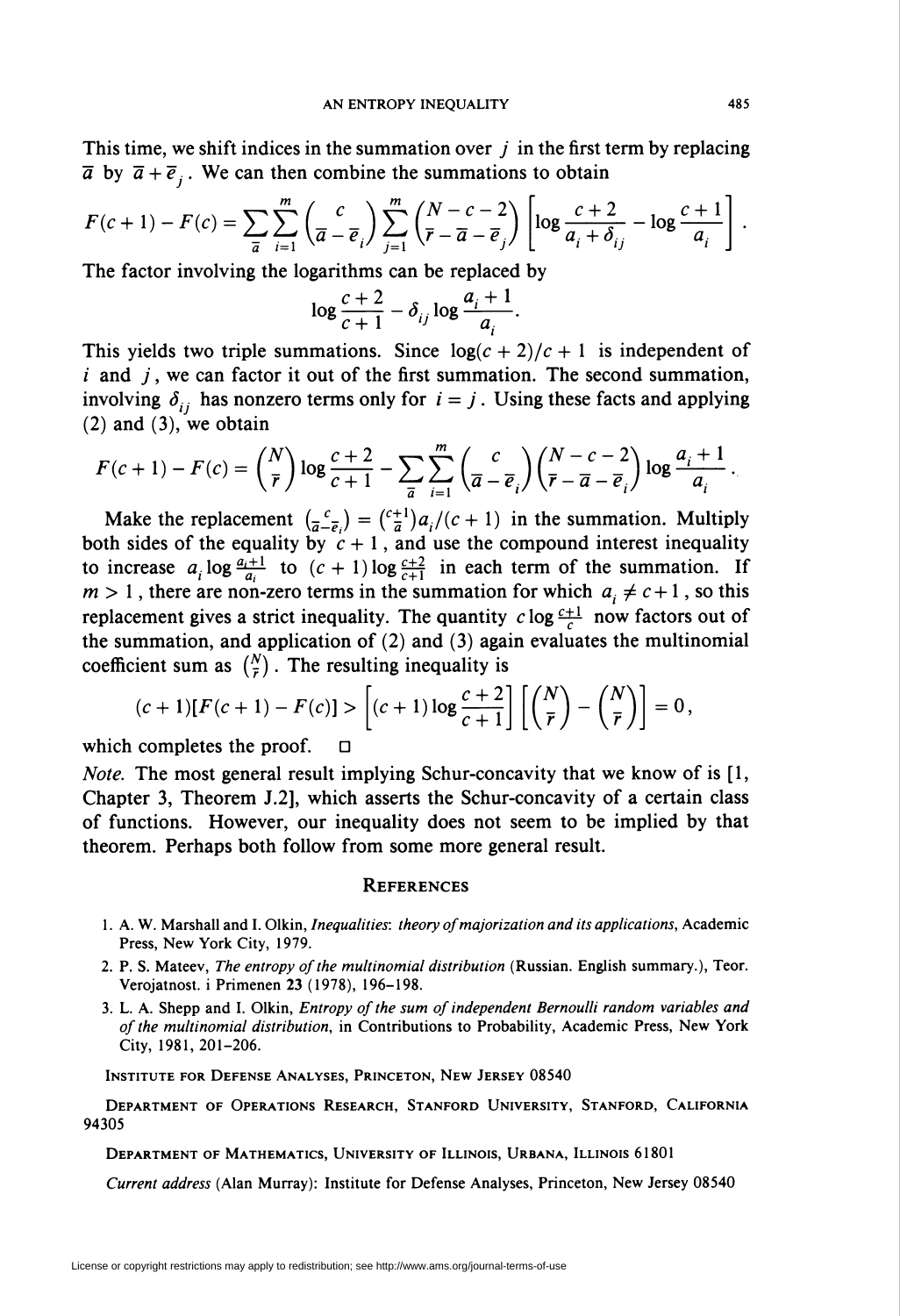This time, we shift indices in the summation over $j$ in the first term by replacing $\bar{a}$ by $\bar{a} + \bar{e}_j$. We can then combine the summations to obtain

$$F(c+1) - F(c) = \sum_{\bar{a}} \sum_{i=1}^{m} \binom{c}{\bar{a} - \bar{e}_i} \sum_{j=1}^{m} \binom{N-c-2}{\bar{r} - \bar{a} - \bar{e}_j} \left[ \log \frac{c+2}{a_i + \delta_{ij}} - \log \frac{c+1}{a_i} \right].$$

The factor involving the logarithms can be replaced by

$$\log \frac{c+2}{c+1} - \delta_{ij} \log \frac{a_i + 1}{a_i}.$$

This yields two triple summations. Since $\log(c+2)/c+1$ is independent of $i$ and $j$, we can factor it out of the first summation. The second summation, involving $\delta_{ij}$ has nonzero terms only for $i = j$. Using these facts and applying (2) and (3), we obtain

$$F(c+1) - F(c) = \binom{N}{\bar{r}} \log \frac{c+2}{c+1} - \sum_{\bar{a}} \sum_{i=1}^{m} \binom{c}{\bar{a} - \bar{e}_i} \binom{N-c-2}{\bar{r} - \bar{a} - \bar{e}_i} \log \frac{a_i + 1}{a_i}.$$

Make the replacement $\binom{c}{\bar{a} - \bar{e}_i} = \binom{c+1}{\bar{a}} a_i/(c+1)$ in the summation. Multiply both sides of the equality by $c+1$, and use the compound interest inequality to increase $a_i \log \frac{a_i+1}{a_i}$ to $(c+1) \log \frac{c+2}{c+1}$ in each term of the summation. If $m > 1$, there are non-zero terms in the summation for which $a_i \neq c+1$, so this replacement gives a strict inequality. The quantity $c \log \frac{c+1}{c}$ now factors out of the summation, and application of (2) and (3) again evaluates the multinomial coefficient sum as $\binom{N}{\bar{r}}$. The resulting inequality is

$$(c+1)[F(c+1) - F(c)] > \left[ (c+1) \log \frac{c+2}{c+1} \right] \left[ \binom{N}{\bar{r}} - \binom{N}{\bar{r}} \right] = 0,$$

which completes the proof. □

*Note.* The most general result implying Schur-concavity that we know of is [1, Chapter 3, Theorem J.2], which asserts the Schur-concavity of a certain class of functions. However, our inequality does not seem to be implied by that theorem. Perhaps both follow from some more general result.

## References

1. A. W. Marshall and I. Olkin, *Inequalities: theory of majorization and its applications*, Academic Press, New York City, 1979.
2. P. S. Mateev, *The entropy of the multinomial distribution* (Russian. English summary.), Teor. Verojatnost. i Primenen **23** (1978), 196–198.
3. L. A. Shepp and I. Olkin, *Entropy of the sum of independent Bernoulli random variables and of the multinomial distribution*, in Contributions to Probability, Academic Press, New York City, 1981, 201–206.

Institute for Defense Analyses, Princeton, New Jersey 08540

Department of Operations Research, Stanford University, Stanford, California 94305

Department of Mathematics, University of Illinois, Urbana, Illinois 61801

*Current address* (Alan Murray): Institute for Defense Analyses, Princeton, New Jersey 08540